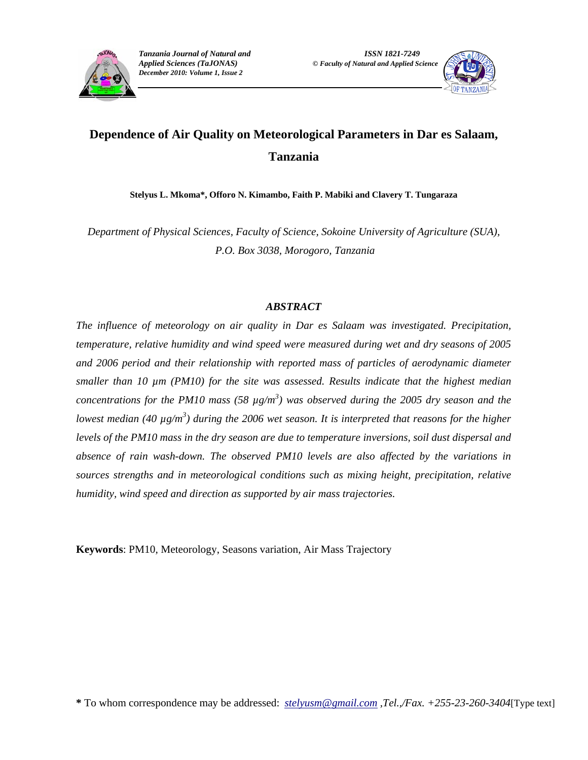# Dependence of Air Quality on Meteorological Parameters in Dar es Salaam, Tanzania

**Stelyus L. Mkoma*, Offoro N. Kimambo, Faith P. Mabiki and Clavery T. Tungaraza**

*Department of Physical Sciences, Faculty of Science, Sokoine University of Agriculture (SUA), P.O. Box 3038, Morogoro, Tanzania*

## *ABSTRACT*

*The influence of meteorology on air quality in Dar es Salaam was investigated. Precipitation, temperature, relative humidity and wind speed were measured during wet and dry seasons of 2005 and 2006 period and their relationship with reported mass of particles of aerodynamic diameter smaller than 10 µm (PM10) for the site was assessed. Results indicate that the highest median concentrations for the PM10 mass (58 µg/m$^3$) was observed during the 2005 dry season and the lowest median (40 µg/m$^3$) during the 2006 wet season. It is interpreted that reasons for the higher levels of the PM10 mass in the dry season are due to temperature inversions, soil dust dispersal and absence of rain wash-down. The observed PM10 levels are also affected by the variations in sources strengths and in meteorological conditions such as mixing height, precipitation, relative humidity, wind speed and direction as supported by air mass trajectories.*

**Keywords**: PM10, Meteorology, Seasons variation, Air Mass Trajectory

**\*** To whom correspondence may be addressed: *stelyusm@gmail.com ,Tel.,/Fax. +255-23-260-3404*[Type text]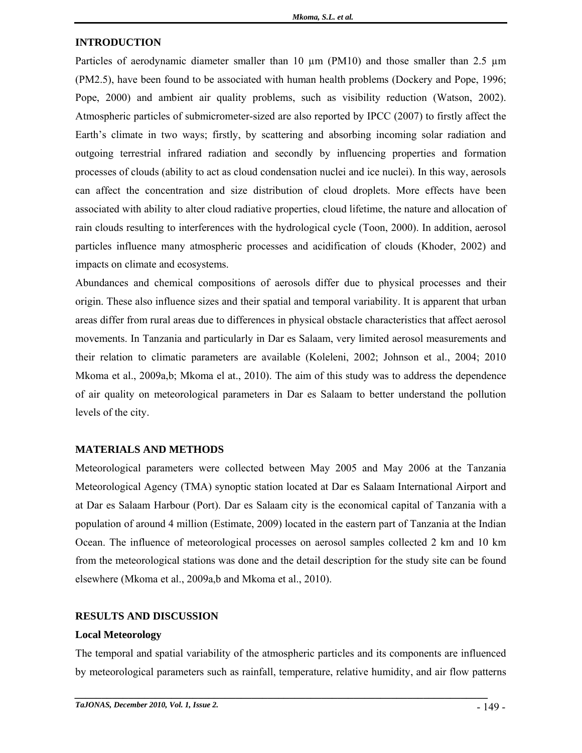## INTRODUCTION

Particles of aerodynamic diameter smaller than 10 µm (PM10) and those smaller than 2.5 µm (PM2.5), have been found to be associated with human health problems (Dockery and Pope, 1996; Pope, 2000) and ambient air quality problems, such as visibility reduction (Watson, 2002). Atmospheric particles of submicrometer-sized are also reported by IPCC (2007) to firstly affect the Earth's climate in two ways; firstly, by scattering and absorbing incoming solar radiation and outgoing terrestrial infrared radiation and secondly by influencing properties and formation processes of clouds (ability to act as cloud condensation nuclei and ice nuclei). In this way, aerosols can affect the concentration and size distribution of cloud droplets. More effects have been associated with ability to alter cloud radiative properties, cloud lifetime, the nature and allocation of rain clouds resulting to interferences with the hydrological cycle (Toon, 2000). In addition, aerosol particles influence many atmospheric processes and acidification of clouds (Khoder, 2002) and impacts on climate and ecosystems.

Abundances and chemical compositions of aerosols differ due to physical processes and their origin. These also influence sizes and their spatial and temporal variability. It is apparent that urban areas differ from rural areas due to differences in physical obstacle characteristics that affect aerosol movements. In Tanzania and particularly in Dar es Salaam, very limited aerosol measurements and their relation to climatic parameters are available (Koleleni, 2002; Johnson et al., 2004; 2010 Mkoma et al., 2009a,b; Mkoma el at., 2010). The aim of this study was to address the dependence of air quality on meteorological parameters in Dar es Salaam to better understand the pollution levels of the city.

## MATERIALS AND METHODS

Meteorological parameters were collected between May 2005 and May 2006 at the Tanzania Meteorological Agency (TMA) synoptic station located at Dar es Salaam International Airport and at Dar es Salaam Harbour (Port). Dar es Salaam city is the economical capital of Tanzania with a population of around 4 million (Estimate, 2009) located in the eastern part of Tanzania at the Indian Ocean. The influence of meteorological processes on aerosol samples collected 2 km and 10 km from the meteorological stations was done and the detail description for the study site can be found elsewhere (Mkoma et al., 2009a,b and Mkoma et al., 2010).

## RESULTS AND DISCUSSION

### Local Meteorology

The temporal and spatial variability of the atmospheric particles and its components are influenced by meteorological parameters such as rainfall, temperature, relative humidity, and air flow patterns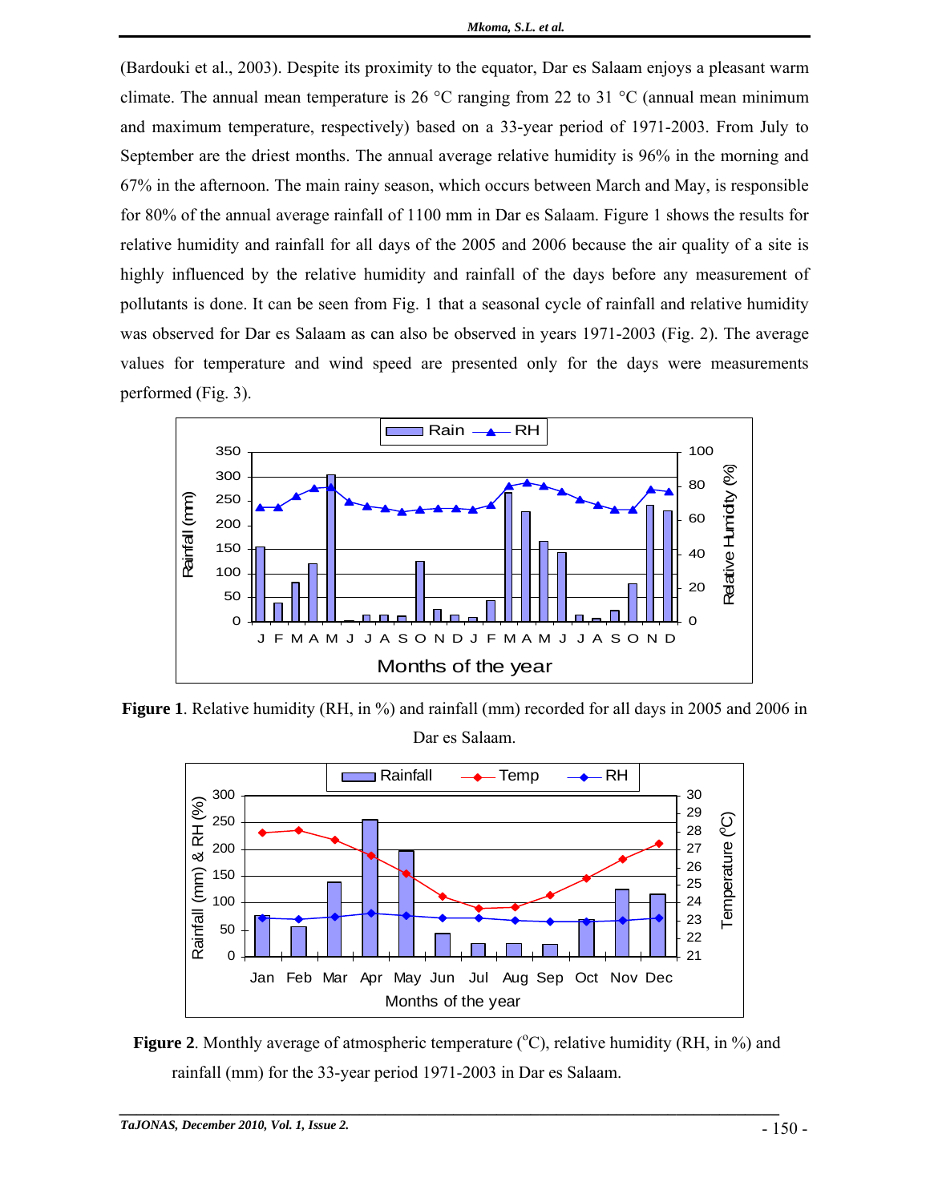(Bardouki et al., 2003). Despite its proximity to the equator, Dar es Salaam enjoys a pleasant warm climate. The annual mean temperature is 26 °C ranging from 22 to 31 °C (annual mean minimum and maximum temperature, respectively) based on a 33-year period of 1971-2003. From July to September are the driest months. The annual average relative humidity is 96% in the morning and 67% in the afternoon. The main rainy season, which occurs between March and May, is responsible for 80% of the annual average rainfall of 1100 mm in Dar es Salaam. Figure 1 shows the results for relative humidity and rainfall for all days of the 2005 and 2006 because the air quality of a site is highly influenced by the relative humidity and rainfall of the days before any measurement of pollutants is done. It can be seen from Fig. 1 that a seasonal cycle of rainfall and relative humidity was observed for Dar es Salaam as can also be observed in years 1971-2003 (Fig. 2). The average values for temperature and wind speed are presented only for the days were measurements performed (Fig. 3).

**Figure 1**. Relative humidity (RH, in %) and rainfall (mm) recorded for all days in 2005 and 2006 in Dar es Salaam.

**Figure 2**. Monthly average of atmospheric temperature (°C), relative humidity (RH, in %) and rainfall (mm) for the 33-year period 1971-2003 in Dar es Salaam.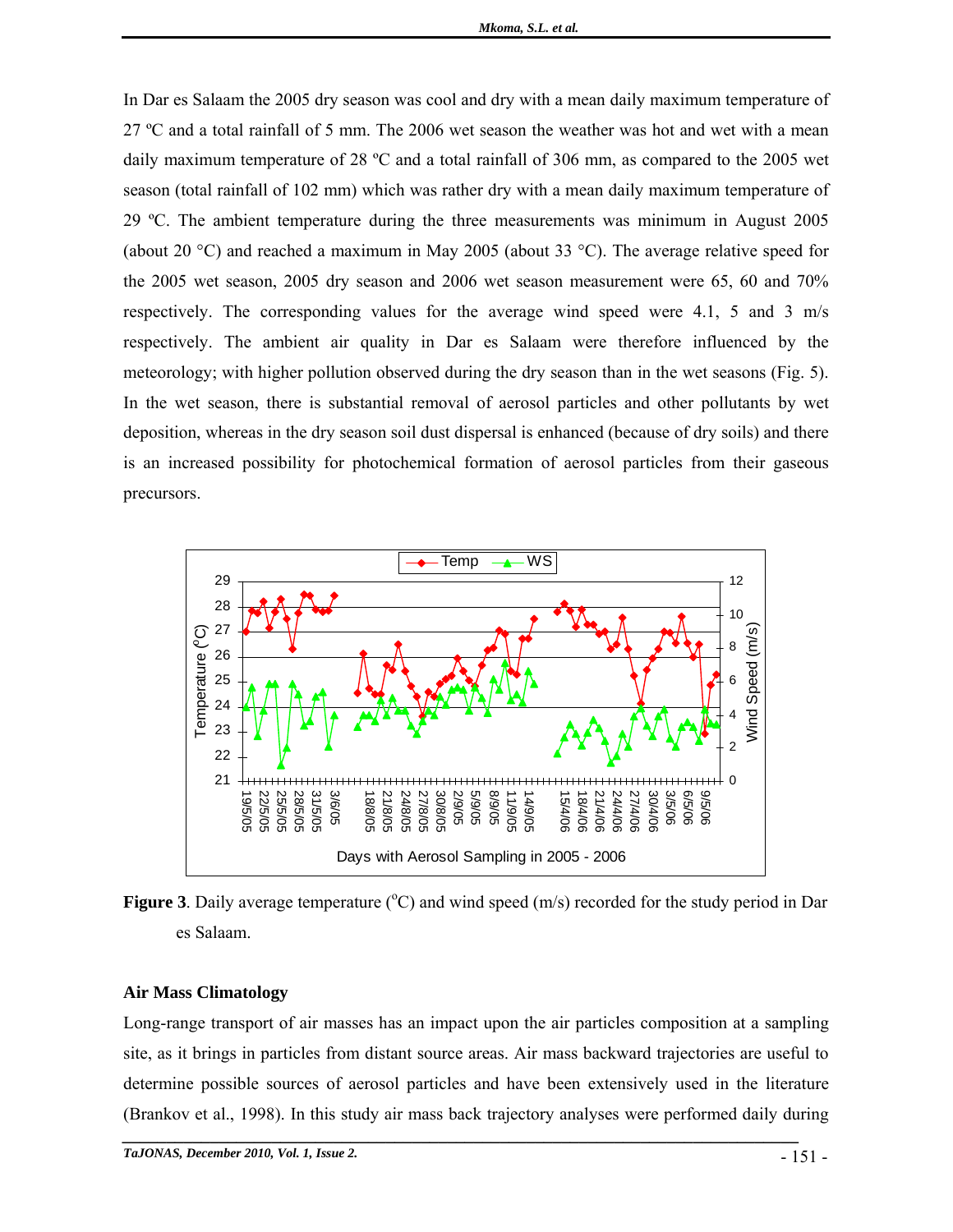In Dar es Salaam the 2005 dry season was cool and dry with a mean daily maximum temperature of 27 ºC and a total rainfall of 5 mm. The 2006 wet season the weather was hot and wet with a mean daily maximum temperature of 28 ºC and a total rainfall of 306 mm, as compared to the 2005 wet season (total rainfall of 102 mm) which was rather dry with a mean daily maximum temperature of 29 ºC. The ambient temperature during the three measurements was minimum in August 2005 (about 20 °C) and reached a maximum in May 2005 (about 33 °C). The average relative speed for the 2005 wet season, 2005 dry season and 2006 wet season measurement were 65, 60 and 70% respectively. The corresponding values for the average wind speed were 4.1, 5 and 3 m/s respectively. The ambient air quality in Dar es Salaam were therefore influenced by the meteorology; with higher pollution observed during the dry season than in the wet seasons (Fig. 5). In the wet season, there is substantial removal of aerosol particles and other pollutants by wet deposition, whereas in the dry season soil dust dispersal is enhanced (because of dry soils) and there is an increased possibility for photochemical formation of aerosol particles from their gaseous precursors.

**Figure 3**. Daily average temperature ($^{o}$C) and wind speed (m/s) recorded for the study period in Dar es Salaam.

## Air Mass Climatology

Long-range transport of air masses has an impact upon the air particles composition at a sampling site, as it brings in particles from distant source areas. Air mass backward trajectories are useful to determine possible sources of aerosol particles and have been extensively used in the literature (Brankov et al., 1998). In this study air mass back trajectory analyses were performed daily during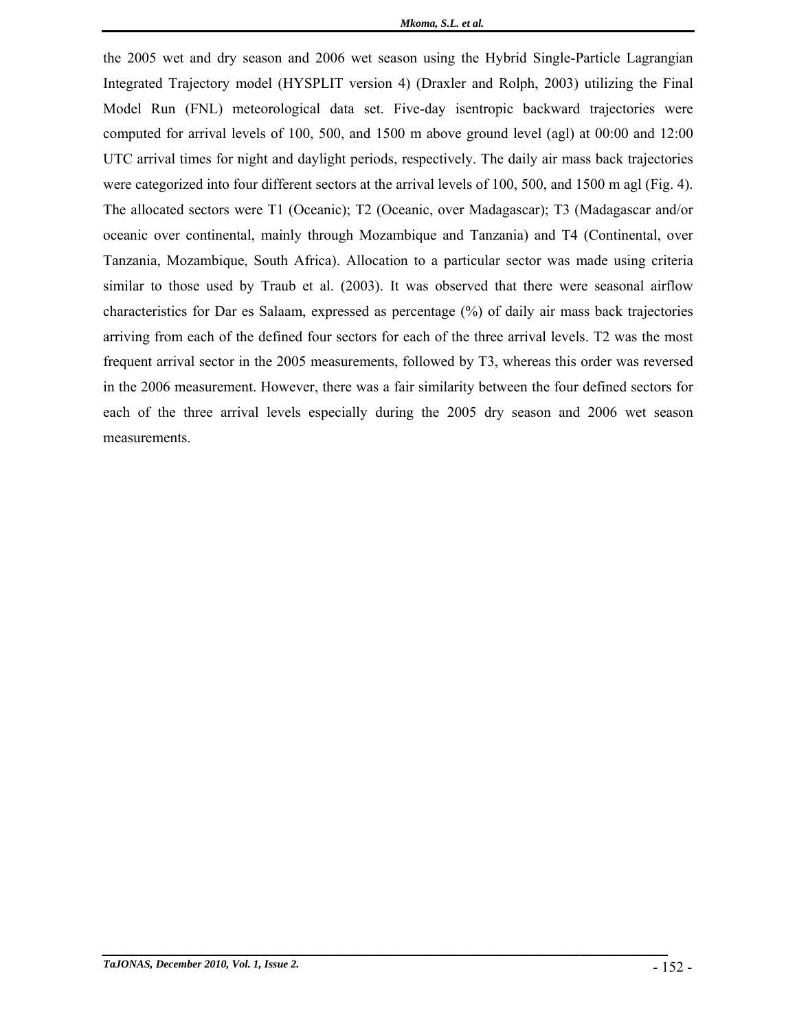the 2005 wet and dry season and 2006 wet season using the Hybrid Single-Particle Lagrangian Integrated Trajectory model (HYSPLIT version 4) (Draxler and Rolph, 2003) utilizing the Final Model Run (FNL) meteorological data set. Five-day isentropic backward trajectories were computed for arrival levels of 100, 500, and 1500 m above ground level (agl) at 00:00 and 12:00 UTC arrival times for night and daylight periods, respectively. The daily air mass back trajectories were categorized into four different sectors at the arrival levels of 100, 500, and 1500 m agl (Fig. 4). The allocated sectors were T1 (Oceanic); T2 (Oceanic, over Madagascar); T3 (Madagascar and/or oceanic over continental, mainly through Mozambique and Tanzania) and T4 (Continental, over Tanzania, Mozambique, South Africa). Allocation to a particular sector was made using criteria similar to those used by Traub et al. (2003). It was observed that there were seasonal airflow characteristics for Dar es Salaam, expressed as percentage (%) of daily air mass back trajectories arriving from each of the defined four sectors for each of the three arrival levels. T2 was the most frequent arrival sector in the 2005 measurements, followed by T3, whereas this order was reversed in the 2006 measurement. However, there was a fair similarity between the four defined sectors for each of the three arrival levels especially during the 2005 dry season and 2006 wet season measurements.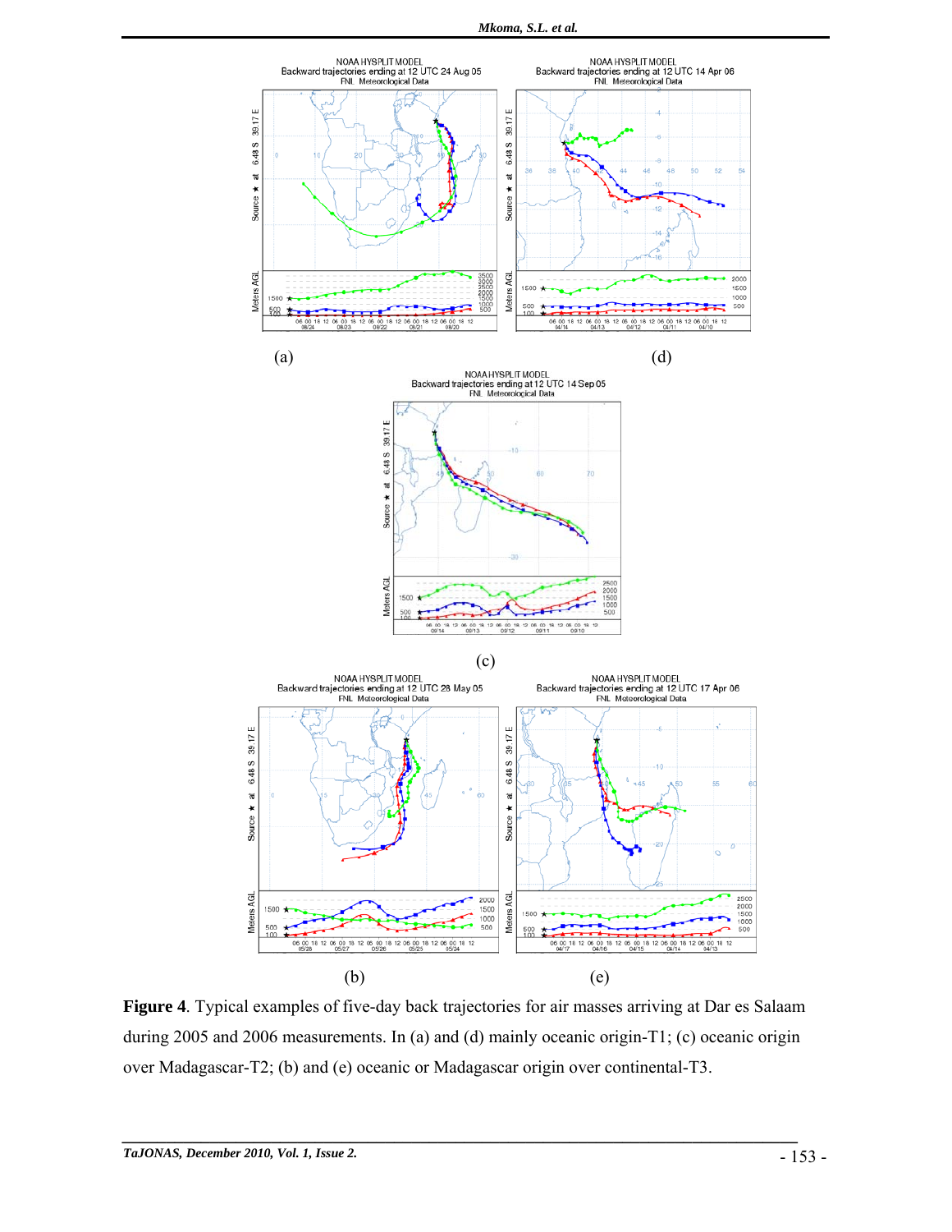**Figure 4**. Typical examples of five-day back trajectories for air masses arriving at Dar es Salaam during 2005 and 2006 measurements. In (a) and (d) mainly oceanic origin-T1; (c) oceanic origin over Madagascar-T2; (b) and (e) oceanic or Madagascar origin over continental-T3.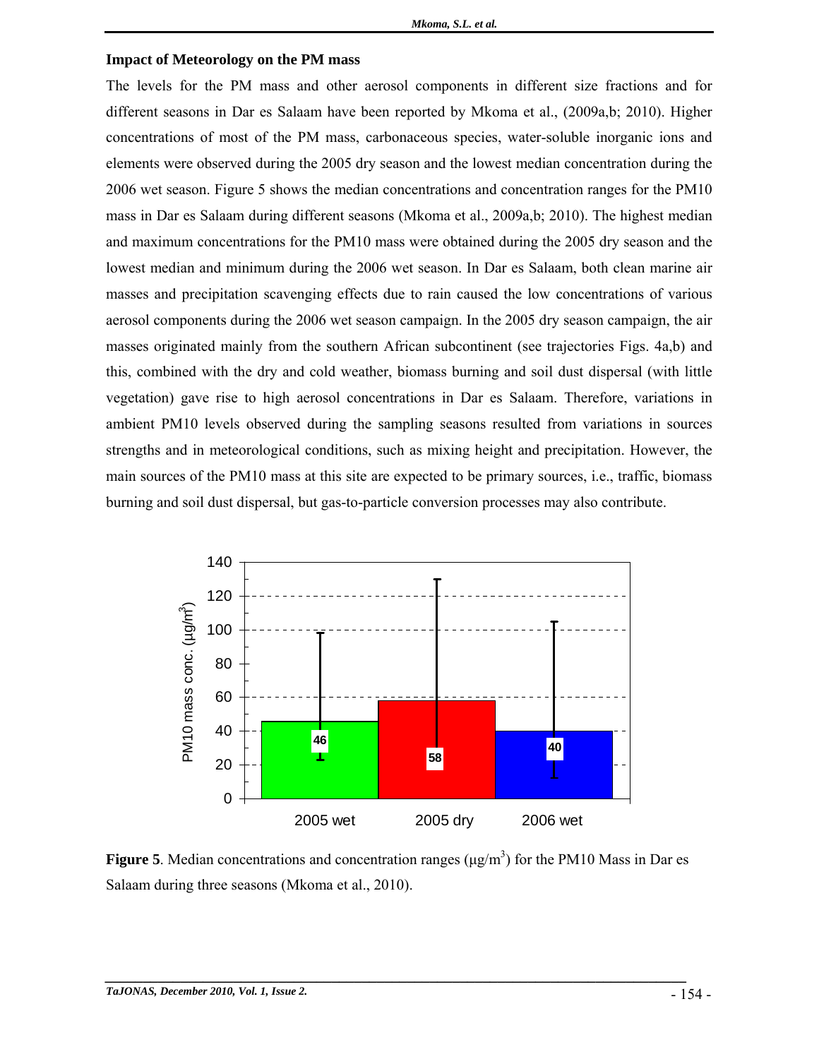**Impact of Meteorology on the PM mass**

The levels for the PM mass and other aerosol components in different size fractions and for different seasons in Dar es Salaam have been reported by Mkoma et al., (2009a,b; 2010). Higher concentrations of most of the PM mass, carbonaceous species, water-soluble inorganic ions and elements were observed during the 2005 dry season and the lowest median concentration during the 2006 wet season. Figure 5 shows the median concentrations and concentration ranges for the PM10 mass in Dar es Salaam during different seasons (Mkoma et al., 2009a,b; 2010). The highest median and maximum concentrations for the PM10 mass were obtained during the 2005 dry season and the lowest median and minimum during the 2006 wet season. In Dar es Salaam, both clean marine air masses and precipitation scavenging effects due to rain caused the low concentrations of various aerosol components during the 2006 wet season campaign. In the 2005 dry season campaign, the air masses originated mainly from the southern African subcontinent (see trajectories Figs. 4a,b) and this, combined with the dry and cold weather, biomass burning and soil dust dispersal (with little vegetation) gave rise to high aerosol concentrations in Dar es Salaam. Therefore, variations in ambient PM10 levels observed during the sampling seasons resulted from variations in sources strengths and in meteorological conditions, such as mixing height and precipitation. However, the main sources of the PM10 mass at this site are expected to be primary sources, i.e., traffic, biomass burning and soil dust dispersal, but gas-to-particle conversion processes may also contribute.

**Figure 5**. Median concentrations and concentration ranges ($\mu g/m^3$) for the PM10 Mass in Dar es Salaam during three seasons (Mkoma et al., 2010).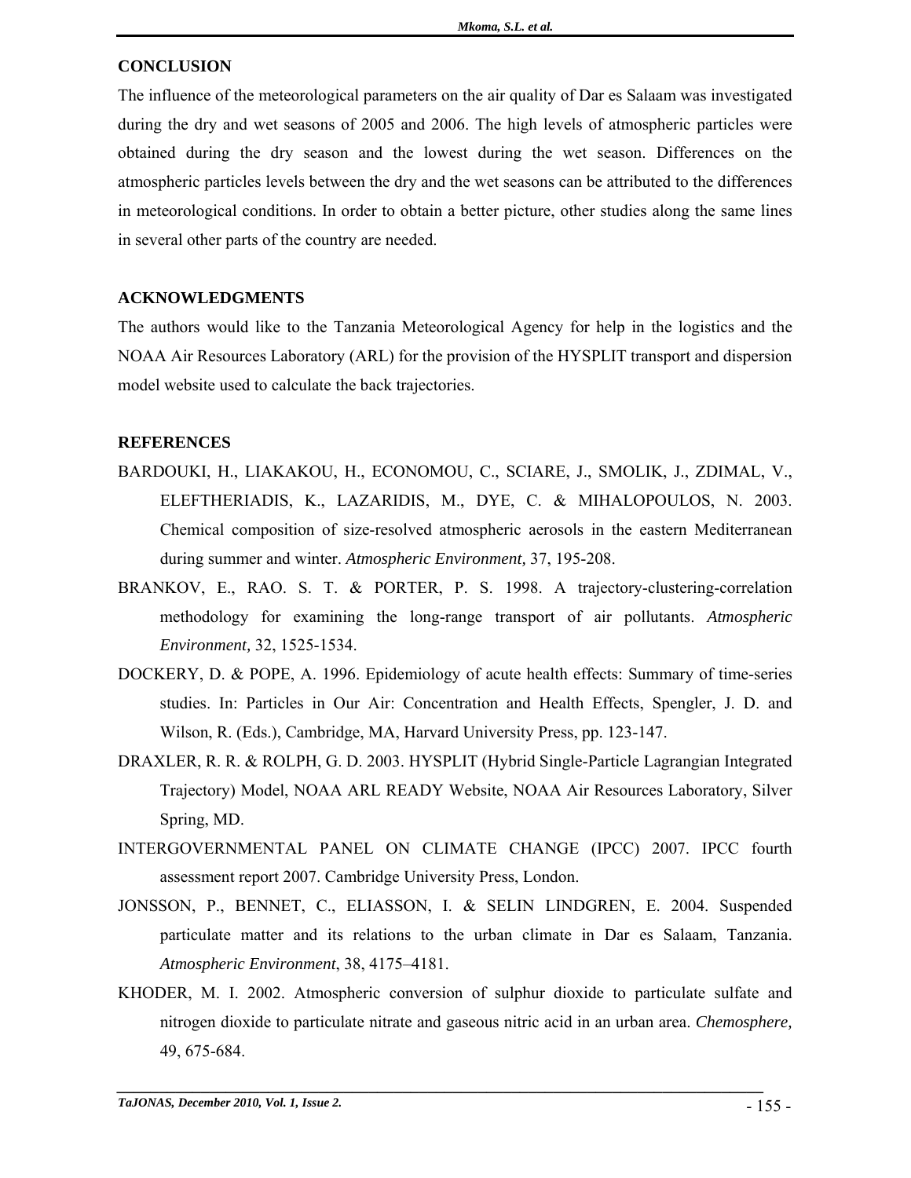## CONCLUSION

The influence of the meteorological parameters on the air quality of Dar es Salaam was investigated during the dry and wet seasons of 2005 and 2006. The high levels of atmospheric particles were obtained during the dry season and the lowest during the wet season. Differences on the atmospheric particles levels between the dry and the wet seasons can be attributed to the differences in meteorological conditions. In order to obtain a better picture, other studies along the same lines in several other parts of the country are needed.

## ACKNOWLEDGMENTS

The authors would like to the Tanzania Meteorological Agency for help in the logistics and the NOAA Air Resources Laboratory (ARL) for the provision of the HYSPLIT transport and dispersion model website used to calculate the back trajectories.

## REFERENCES

BARDOUKI, H., LIAKAKOU, H., ECONOMOU, C., SCIARE, J., SMOLIK, J., ZDIMAL, V., ELEFTHERIADIS, K., LAZARIDIS, M., DYE, C. & MIHALOPOULOS, N. 2003. Chemical composition of size-resolved atmospheric aerosols in the eastern Mediterranean during summer and winter. *Atmospheric Environment,* 37, 195-208.

BRANKOV, E., RAO. S. T. & PORTER, P. S. 1998. A trajectory-clustering-correlation methodology for examining the long-range transport of air pollutants. *Atmospheric Environment,* 32, 1525-1534.

DOCKERY, D. & POPE, A. 1996. Epidemiology of acute health effects: Summary of time-series studies. In: Particles in Our Air: Concentration and Health Effects, Spengler, J. D. and Wilson, R. (Eds.), Cambridge, MA, Harvard University Press, pp. 123-147.

DRAXLER, R. R. & ROLPH, G. D. 2003. HYSPLIT (Hybrid Single-Particle Lagrangian Integrated Trajectory) Model, NOAA ARL READY Website, NOAA Air Resources Laboratory, Silver Spring, MD.

INTERGOVERNMENTAL PANEL ON CLIMATE CHANGE (IPCC) 2007. IPCC fourth assessment report 2007. Cambridge University Press, London.

JONSSON, P., BENNET, C., ELIASSON, I. & SELIN LINDGREN, E. 2004. Suspended particulate matter and its relations to the urban climate in Dar es Salaam, Tanzania. *Atmospheric Environment*, 38, 4175–4181.

KHODER, M. I. 2002. Atmospheric conversion of sulphur dioxide to particulate sulfate and nitrogen dioxide to particulate nitrate and gaseous nitric acid in an urban area. *Chemosphere,* 49, 675-684.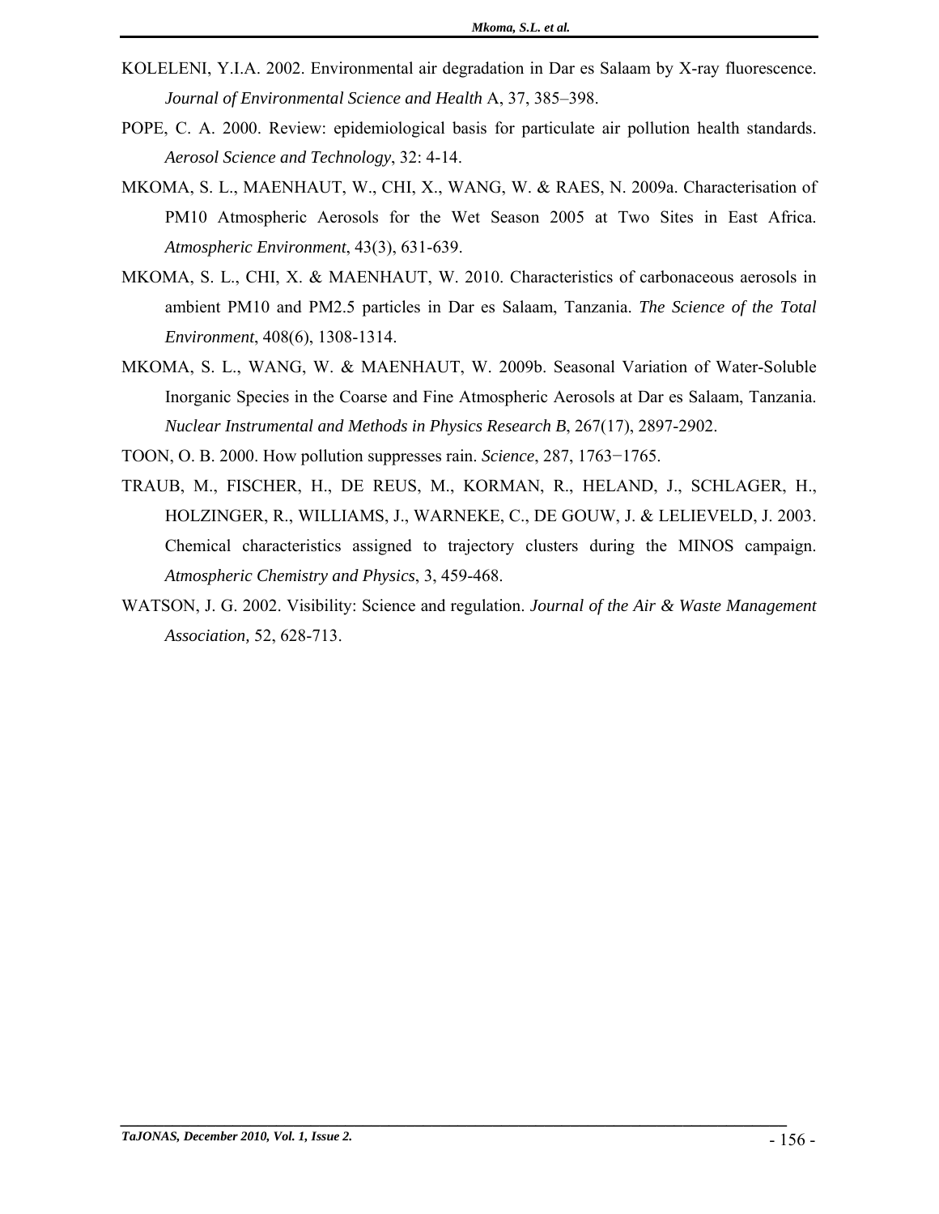KOLELENI, Y.I.A. 2002. Environmental air degradation in Dar es Salaam by X-ray fluorescence. *Journal of Environmental Science and Health* A, 37, 385–398.

POPE, C. A. 2000. Review: epidemiological basis for particulate air pollution health standards. *Aerosol Science and Technology*, 32: 4-14.

MKOMA, S. L., MAENHAUT, W., CHI, X., WANG, W. & RAES, N. 2009a. Characterisation of PM10 Atmospheric Aerosols for the Wet Season 2005 at Two Sites in East Africa. *Atmospheric Environment*, 43(3), 631-639.

MKOMA, S. L., CHI, X. & MAENHAUT, W. 2010. Characteristics of carbonaceous aerosols in ambient PM10 and PM2.5 particles in Dar es Salaam, Tanzania. *The Science of the Total Environment*, 408(6), 1308-1314.

MKOMA, S. L., WANG, W. & MAENHAUT, W. 2009b. Seasonal Variation of Water-Soluble Inorganic Species in the Coarse and Fine Atmospheric Aerosols at Dar es Salaam, Tanzania. *Nuclear Instrumental and Methods in Physics Research B*, 267(17), 2897-2902.

TOON, O. B. 2000. How pollution suppresses rain. *Science*, 287, 1763−1765.

TRAUB, M., FISCHER, H., DE REUS, M., KORMAN, R., HELAND, J., SCHLAGER, H., HOLZINGER, R., WILLIAMS, J., WARNEKE, C., DE GOUW, J. & LELIEVELD, J. 2003. Chemical characteristics assigned to trajectory clusters during the MINOS campaign. *Atmospheric Chemistry and Physics*, 3, 459-468.

WATSON, J. G. 2002. Visibility: Science and regulation. *Journal of the Air & Waste Management Association,* 52, 628-713.